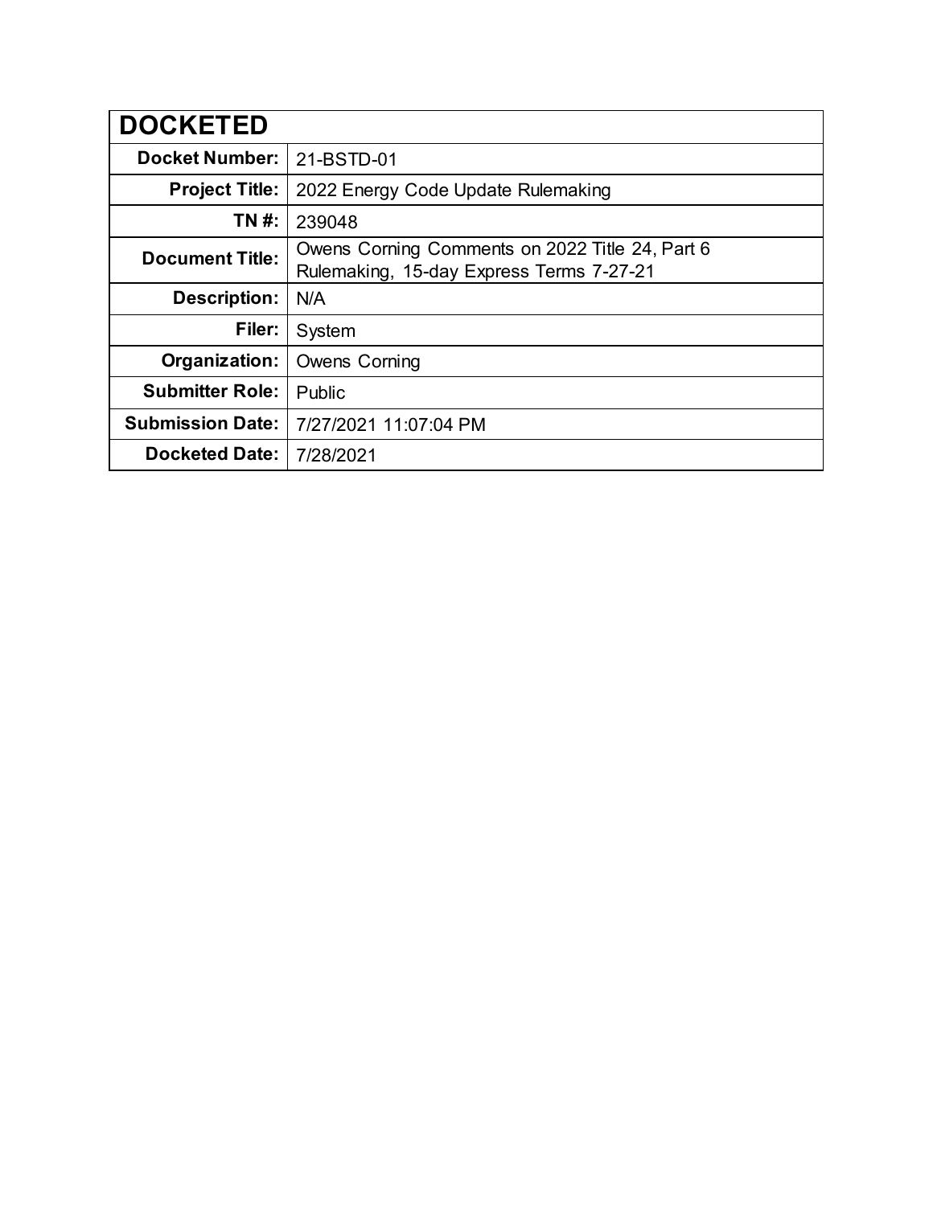| DOCKETED | |
|---|---|
| **Docket Number:** | 21-BSTD-01 |
| **Project Title:** | 2022 Energy Code Update Rulemaking |
| **TN #:** | 239048 |
| **Document Title:** | Owens Corning Comments on 2022 Title 24, Part 6 Rulemaking, 15-day Express Terms 7-27-21 |
| **Description:** | N/A |
| **Filer:** | System |
| **Organization:** | Owens Corning |
| **Submitter Role:** | Public |
| **Submission Date:** | 7/27/2021 11:07:04 PM |
| **Docketed Date:** | 7/28/2021 |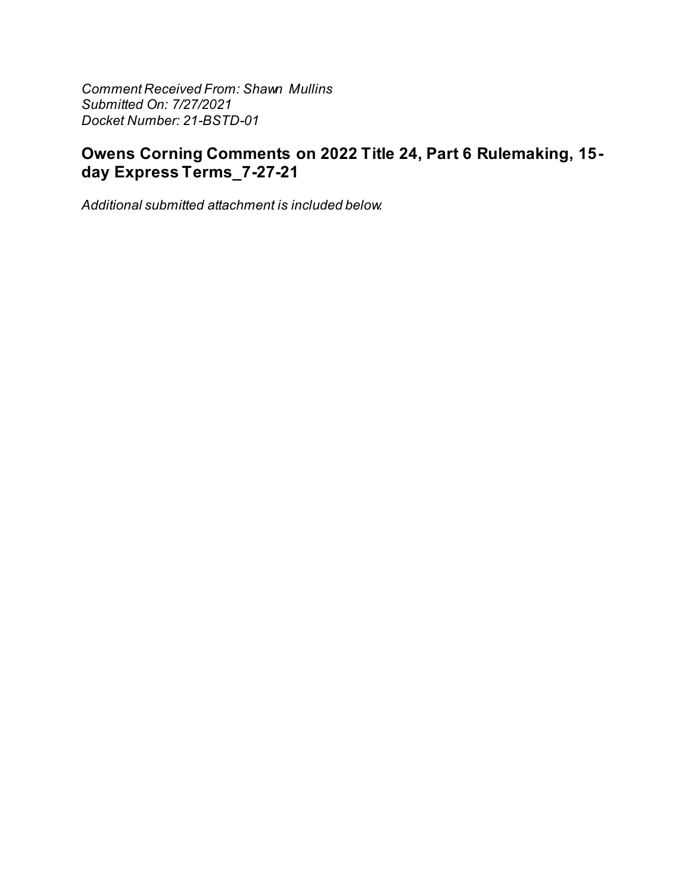*Comment Received From: Shawn Mullins*
*Submitted On: 7/27/2021*
*Docket Number: 21-BSTD-01*

## Owens Corning Comments on 2022 Title 24, Part 6 Rulemaking, 15-day Express Terms_7-27-21

*Additional submitted attachment is included below.*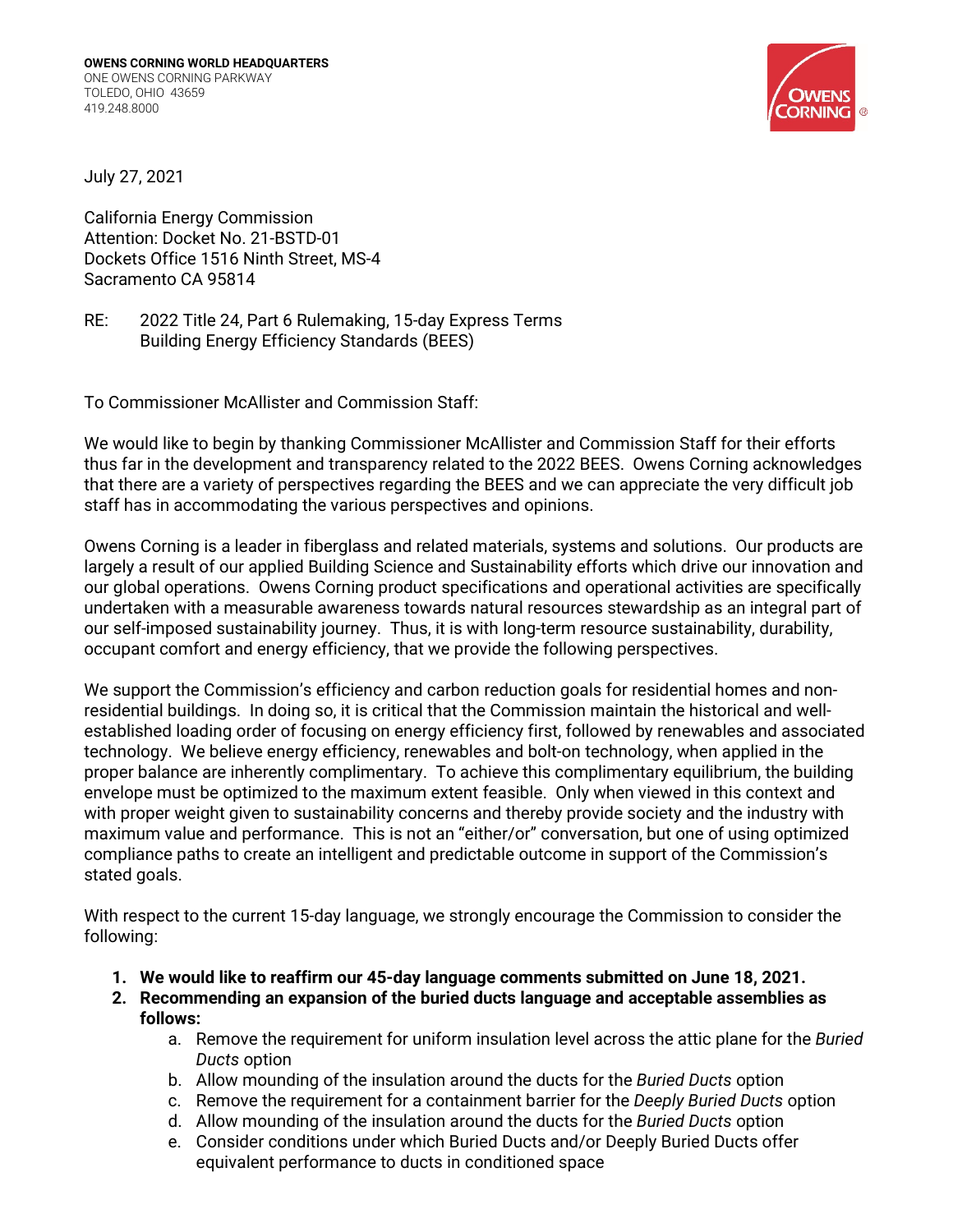**OWENS CORNING WORLD HEADQUARTERS**
ONE OWENS CORNING PARKWAY
TOLEDO, OHIO 43659
419.248.8000

July 27, 2021

California Energy Commission
Attention: Docket No. 21-BSTD-01
Dockets Office 1516 Ninth Street, MS-4
Sacramento CA 95814

RE: 2022 Title 24, Part 6 Rulemaking, 15-day Express Terms
Building Energy Efficiency Standards (BEES)

To Commissioner McAllister and Commission Staff:

We would like to begin by thanking Commissioner McAllister and Commission Staff for their efforts thus far in the development and transparency related to the 2022 BEES. Owens Corning acknowledges that there are a variety of perspectives regarding the BEES and we can appreciate the very difficult job staff has in accommodating the various perspectives and opinions.

Owens Corning is a leader in fiberglass and related materials, systems and solutions. Our products are largely a result of our applied Building Science and Sustainability efforts which drive our innovation and our global operations. Owens Corning product specifications and operational activities are specifically undertaken with a measurable awareness towards natural resources stewardship as an integral part of our self-imposed sustainability journey. Thus, it is with long-term resource sustainability, durability, occupant comfort and energy efficiency, that we provide the following perspectives.

We support the Commission's efficiency and carbon reduction goals for residential homes and non-residential buildings. In doing so, it is critical that the Commission maintain the historical and well-established loading order of focusing on energy efficiency first, followed by renewables and associated technology. We believe energy efficiency, renewables and bolt-on technology, when applied in the proper balance are inherently complimentary. To achieve this complimentary equilibrium, the building envelope must be optimized to the maximum extent feasible. Only when viewed in this context and with proper weight given to sustainability concerns and thereby provide society and the industry with maximum value and performance. This is not an "either/or" conversation, but one of using optimized compliance paths to create an intelligent and predictable outcome in support of the Commission's stated goals.

With respect to the current 15-day language, we strongly encourage the Commission to consider the following:

1. **We would like to reaffirm our 45-day language comments submitted on June 18, 2021.**
2. **Recommending an expansion of the buried ducts language and acceptable assemblies as follows:**
   a. Remove the requirement for uniform insulation level across the attic plane for the *Buried Ducts* option
   b. Allow mounding of the insulation around the ducts for the *Buried Ducts* option
   c. Remove the requirement for a containment barrier for the *Deeply Buried Ducts* option
   d. Allow mounding of the insulation around the ducts for the *Buried Ducts* option
   e. Consider conditions under which Buried Ducts and/or Deeply Buried Ducts offer equivalent performance to ducts in conditioned space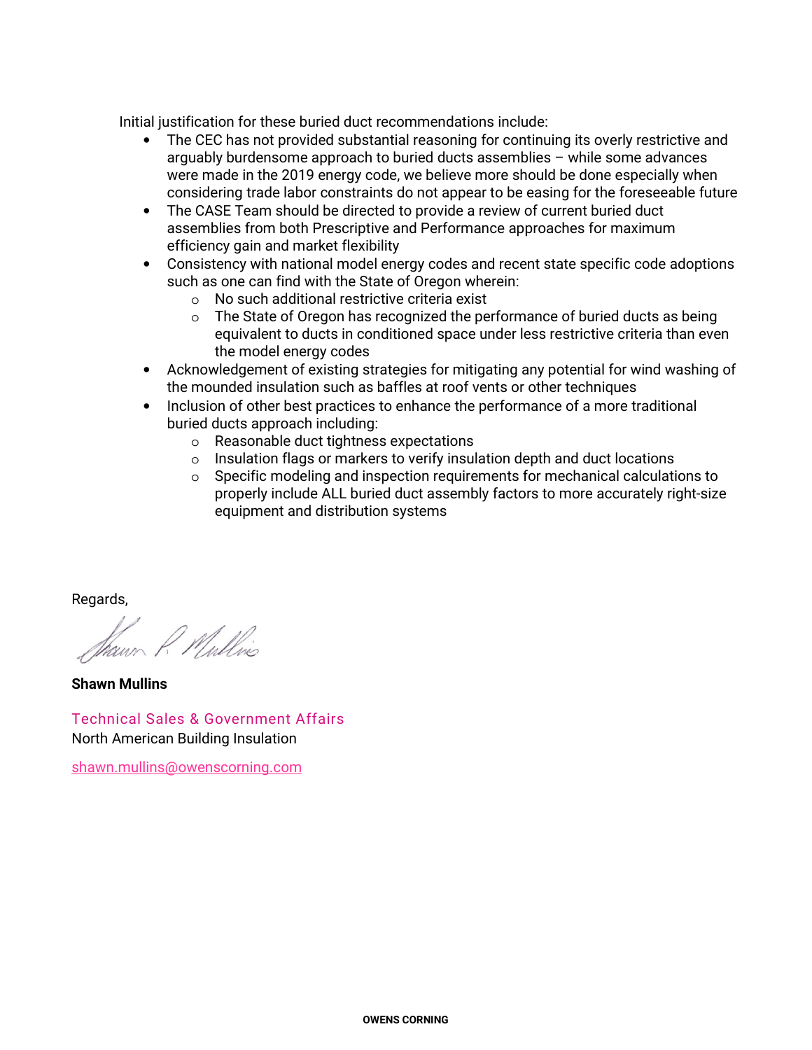Initial justification for these buried duct recommendations include:

- The CEC has not provided substantial reasoning for continuing its overly restrictive and arguably burdensome approach to buried ducts assemblies – while some advances were made in the 2019 energy code, we believe more should be done especially when considering trade labor constraints do not appear to be easing for the foreseeable future
- The CASE Team should be directed to provide a review of current buried duct assemblies from both Prescriptive and Performance approaches for maximum efficiency gain and market flexibility
- Consistency with national model energy codes and recent state specific code adoptions such as one can find with the State of Oregon wherein:
    - No such additional restrictive criteria exist
    - The State of Oregon has recognized the performance of buried ducts as being equivalent to ducts in conditioned space under less restrictive criteria than even the model energy codes
- Acknowledgement of existing strategies for mitigating any potential for wind washing of the mounded insulation such as baffles at roof vents or other techniques
- Inclusion of other best practices to enhance the performance of a more traditional buried ducts approach including:
    - Reasonable duct tightness expectations
    - Insulation flags or markers to verify insulation depth and duct locations
    - Specific modeling and inspection requirements for mechanical calculations to properly include ALL buried duct assembly factors to more accurately right-size equipment and distribution systems

Regards,

Shawn R. Mullins

**Shawn Mullins**

Technical Sales & Government Affairs
North American Building Insulation

shawn.mullins@owenscorning.com

OWENS CORNING